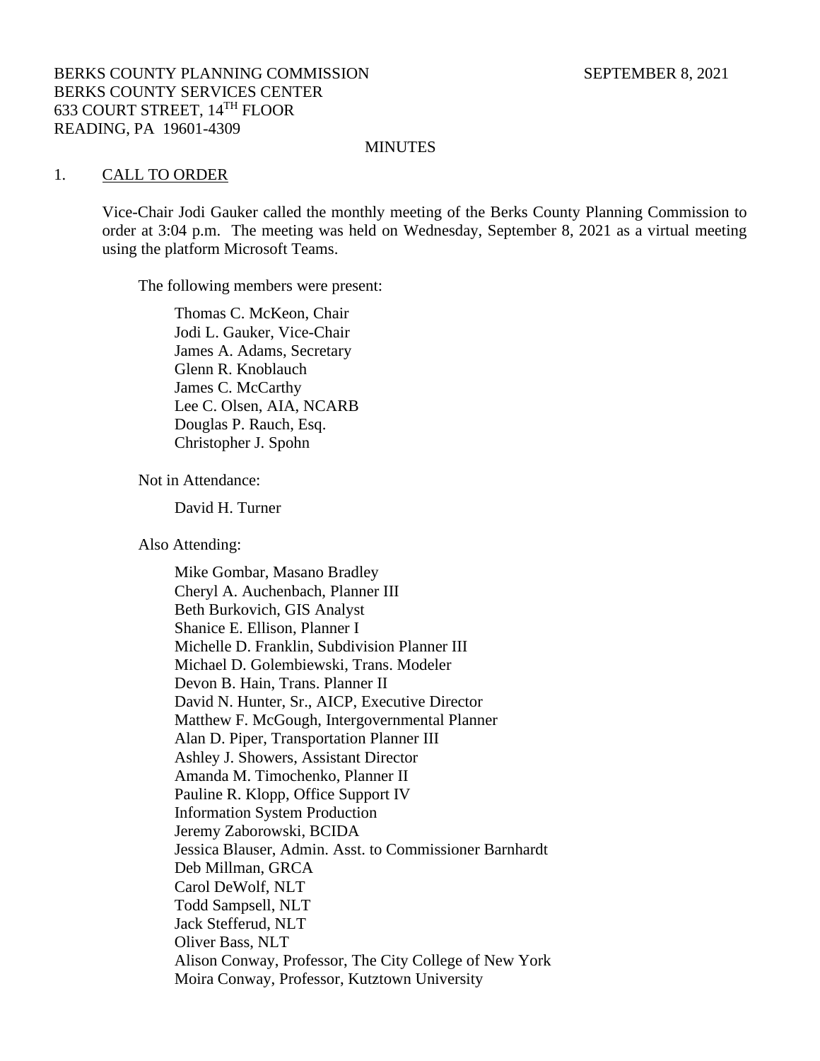BERKS COUNTY PLANNING COMMISSION SEPTEMBER 8, 2021
BERKS COUNTY SERVICES CENTER
633 COURT STREET, 14TH FLOOR
READING, PA 19601-4309

MINUTES

## 1. CALL TO ORDER

Vice-Chair Jodi Gauker called the monthly meeting of the Berks County Planning Commission to order at 3:04 p.m. The meeting was held on Wednesday, September 8, 2021 as a virtual meeting using the platform Microsoft Teams.

The following members were present:

Thomas C. McKeon, Chair
Jodi L. Gauker, Vice-Chair
James A. Adams, Secretary
Glenn R. Knoblauch
James C. McCarthy
Lee C. Olsen, AIA, NCARB
Douglas P. Rauch, Esq.
Christopher J. Spohn

Not in Attendance:

David H. Turner

Also Attending:

Mike Gombar, Masano Bradley
Cheryl A. Auchenbach, Planner III
Beth Burkovich, GIS Analyst
Shanice E. Ellison, Planner I
Michelle D. Franklin, Subdivision Planner III
Michael D. Golembiewski, Trans. Modeler
Devon B. Hain, Trans. Planner II
David N. Hunter, Sr., AICP, Executive Director
Matthew F. McGough, Intergovernmental Planner
Alan D. Piper, Transportation Planner III
Ashley J. Showers, Assistant Director
Amanda M. Timochenko, Planner II
Pauline R. Klopp, Office Support IV
Information System Production
Jeremy Zaborowski, BCIDA
Jessica Blauser, Admin. Asst. to Commissioner Barnhardt
Deb Millman, GRCA
Carol DeWolf, NLT
Todd Sampsell, NLT
Jack Stefferud, NLT
Oliver Bass, NLT
Alison Conway, Professor, The City College of New York
Moira Conway, Professor, Kutztown University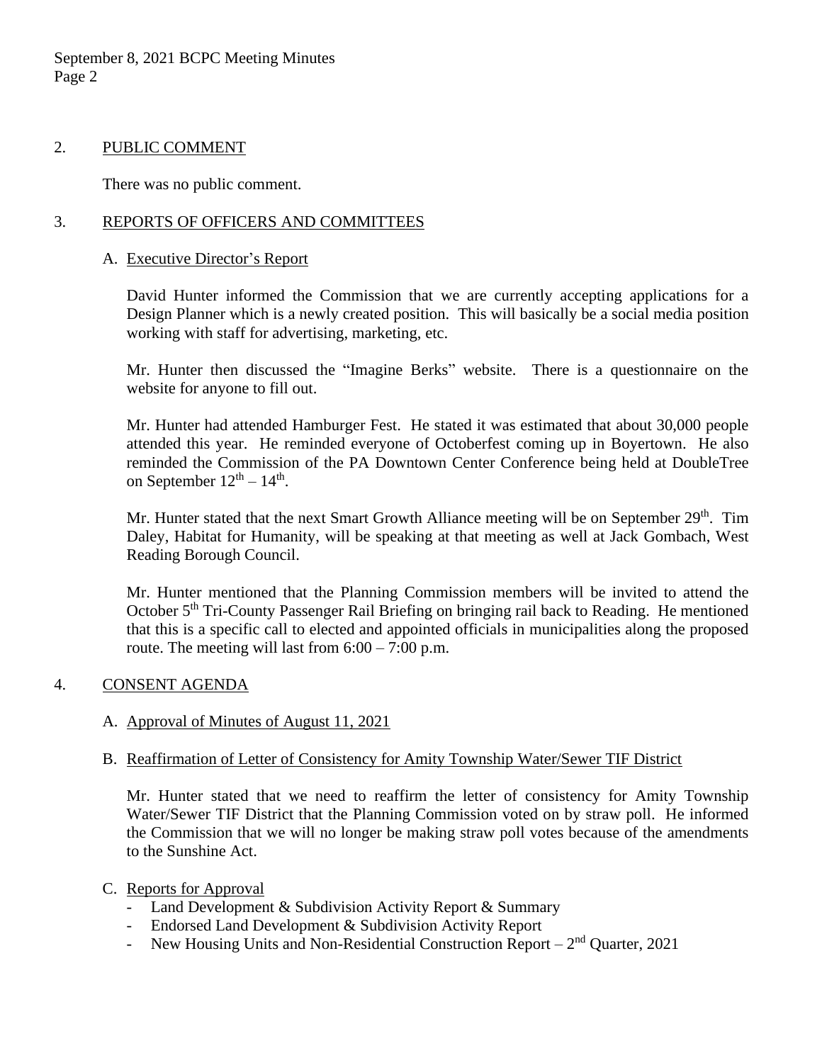## 2. PUBLIC COMMENT

There was no public comment.

## 3. REPORTS OF OFFICERS AND COMMITTEES

### A. Executive Director's Report

David Hunter informed the Commission that we are currently accepting applications for a Design Planner which is a newly created position. This will basically be a social media position working with staff for advertising, marketing, etc.

Mr. Hunter then discussed the "Imagine Berks" website. There is a questionnaire on the website for anyone to fill out.

Mr. Hunter had attended Hamburger Fest. He stated it was estimated that about 30,000 people attended this year. He reminded everyone of Octoberfest coming up in Boyertown. He also reminded the Commission of the PA Downtown Center Conference being held at DoubleTree on September 12th – 14th.

Mr. Hunter stated that the next Smart Growth Alliance meeting will be on September 29th. Tim Daley, Habitat for Humanity, will be speaking at that meeting as well at Jack Gombach, West Reading Borough Council.

Mr. Hunter mentioned that the Planning Commission members will be invited to attend the October 5th Tri-County Passenger Rail Briefing on bringing rail back to Reading. He mentioned that this is a specific call to elected and appointed officials in municipalities along the proposed route. The meeting will last from 6:00 – 7:00 p.m.

## 4. CONSENT AGENDA

### A. Approval of Minutes of August 11, 2021

### B. Reaffirmation of Letter of Consistency for Amity Township Water/Sewer TIF District

Mr. Hunter stated that we need to reaffirm the letter of consistency for Amity Township Water/Sewer TIF District that the Planning Commission voted on by straw poll. He informed the Commission that we will no longer be making straw poll votes because of the amendments to the Sunshine Act.

### C. Reports for Approval

- Land Development & Subdivision Activity Report & Summary
- Endorsed Land Development & Subdivision Activity Report
- New Housing Units and Non-Residential Construction Report – 2nd Quarter, 2021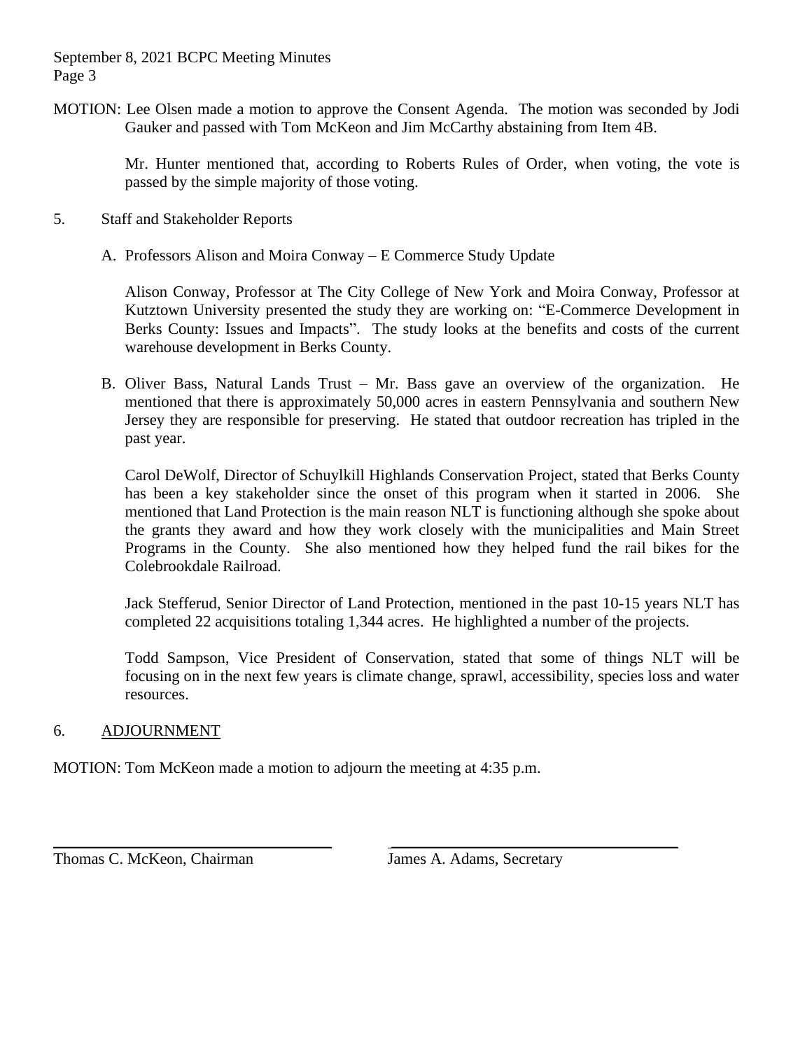MOTION: Lee Olsen made a motion to approve the Consent Agenda. The motion was seconded by Jodi Gauker and passed with Tom McKeon and Jim McCarthy abstaining from Item 4B.

Mr. Hunter mentioned that, according to Roberts Rules of Order, when voting, the vote is passed by the simple majority of those voting.

5. Staff and Stakeholder Reports

A. Professors Alison and Moira Conway – E Commerce Study Update

Alison Conway, Professor at The City College of New York and Moira Conway, Professor at Kutztown University presented the study they are working on: "E-Commerce Development in Berks County: Issues and Impacts". The study looks at the benefits and costs of the current warehouse development in Berks County.

B. Oliver Bass, Natural Lands Trust – Mr. Bass gave an overview of the organization. He mentioned that there is approximately 50,000 acres in eastern Pennsylvania and southern New Jersey they are responsible for preserving. He stated that outdoor recreation has tripled in the past year.

Carol DeWolf, Director of Schuylkill Highlands Conservation Project, stated that Berks County has been a key stakeholder since the onset of this program when it started in 2006. She mentioned that Land Protection is the main reason NLT is functioning although she spoke about the grants they award and how they work closely with the municipalities and Main Street Programs in the County. She also mentioned how they helped fund the rail bikes for the Colebrookdale Railroad.

Jack Stefferud, Senior Director of Land Protection, mentioned in the past 10-15 years NLT has completed 22 acquisitions totaling 1,344 acres. He highlighted a number of the projects.

Todd Sampson, Vice President of Conservation, stated that some of things NLT will be focusing on in the next few years is climate change, sprawl, accessibility, species loss and water resources.

6. <u>ADJOURNMENT</u>

MOTION: Tom McKeon made a motion to adjourn the meeting at 4:35 p.m.

Thomas C. McKeon, Chairman

James A. Adams, Secretary